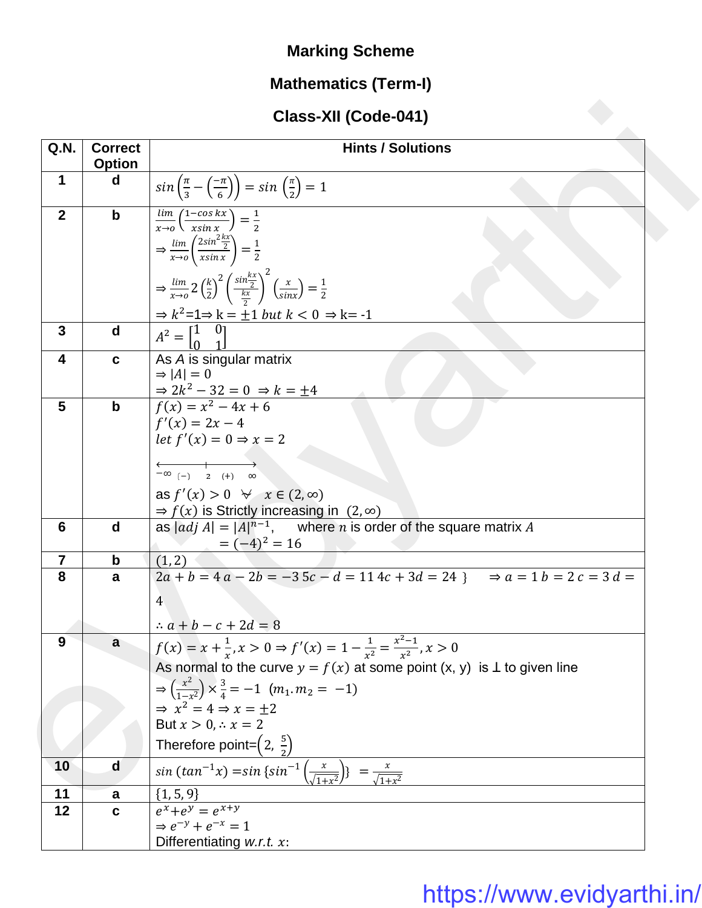**Marking Scheme**

**Mathematics (Term-I)**

**Class-XII (Code-041)**

| Q.N. | Correct Option | Hints / Solutions |
|---|---|---|
| 1 | d | $sin\left(\frac{\pi}{3}-\left(\frac{-\pi}{6}\right)\right) = sin\left(\frac{\pi}{2}\right) = 1$ |
| 2 | b | $\lim_{x\to o}\left(\frac{1-cos\,kx}{xsin\,x}\right) = \frac{1}{2}$ <br> $\Rightarrow \lim_{x\to o}\left(\frac{2sin^2\frac{kx}{2}}{xsin\,x}\right) = \frac{1}{2}$ <br> $\Rightarrow \lim_{x\to o} 2\left(\frac{k}{2}\right)^2\left(\frac{sin\frac{kx}{2}}{\frac{kx}{2}}\right)^2\left(\frac{x}{sinx}\right) = \frac{1}{2}$ <br> $\Rightarrow k^2=1 \Rightarrow k = \pm 1$ $but\ k < 0 \Rightarrow k= -1$ |
| 3 | d | $A^2 = \begin{bmatrix}1 & 0\\0 & 1\end{bmatrix}$ |
| 4 | c | As $A$ is singular matrix <br> $\Rightarrow \lvert A\rvert = 0$ <br> $\Rightarrow 2k^2 - 32 = 0 \Rightarrow k = \pm 4$ |
| 5 | b | $f(x) = x^2 - 4x + 6$ <br> $f'(x) = 2x - 4$ <br> $let\ f'(x) = 0 \Rightarrow x = 2$ <br> $-\infty$ (−) 2 (+) $\infty$ <br> as $f'(x) > 0\ \ \forall\ \ x \in (2, \infty)$ <br> $\Rightarrow f(x)$ is Strictly increasing in $(2, \infty)$ |
| 6 | d | as $\lvert adj\ A\rvert = \lvert A\rvert^{n-1}$, where $n$ is order of the square matrix $A$ <br> $= (-4)^2 = 16$ |
| 7 | b | $(1, 2)$ |
| 8 | a | $2a + b = 4\ a - 2b = -3\ 5c - d = 11\ 4c + 3d = 24\ \}$ $\Rightarrow a = 1\ b = 2\ c = 3\ d = 4$ <br> $\therefore a + b - c + 2d = 8$ |
| 9 | a | $f(x) = x + \frac{1}{x}, x > 0 \Rightarrow f'(x) = 1 - \frac{1}{x^2} = \frac{x^2-1}{x^2}, x > 0$ <br> As normal to the curve $y = f(x)$ at some point (x, y) is ⊥ to given line <br> $\Rightarrow \left(\frac{x^2}{1-x^2}\right) \times \frac{3}{4} = -1\ \ (m_1.m_2 = -1)$ <br> $\Rightarrow x^2 = 4 \Rightarrow x = \pm 2$ <br> But $x > 0, \therefore x = 2$ <br> Therefore point=$\left(2, \frac{5}{2}\right)$ |
| 10 | d | $sin\,(tan^{-1}x) = sin\left\{sin^{-1}\left(\frac{x}{\sqrt{1+x^2}}\right)\right\} = \frac{x}{\sqrt{1+x^2}}$ |
| 11 | a | $\{1, 5, 9\}$ |
| 12 | c | $e^x + e^y = e^{x+y}$ <br> $\Rightarrow e^{-y} + e^{-x} = 1$ <br> Differentiating $w.r.t.\ x$: |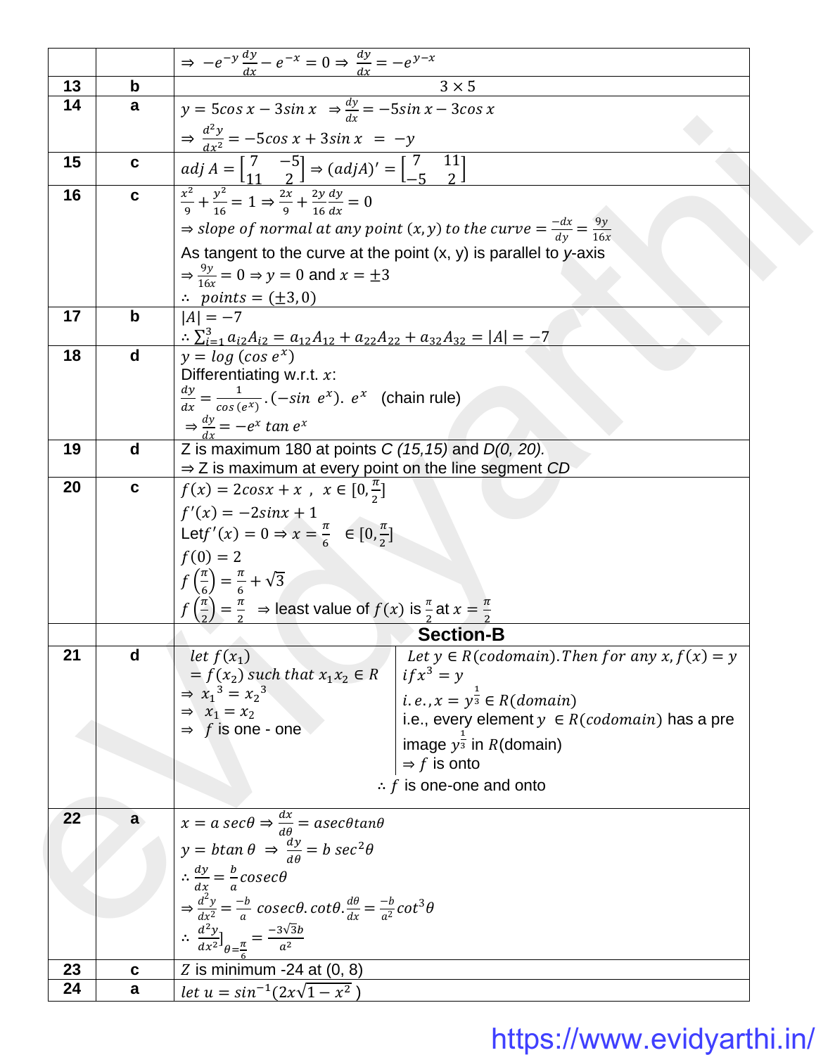| | | |
|---|---|---|
| | | $\Rightarrow -e^{-y}\frac{dy}{dx} - e^{-x} = 0 \Rightarrow \frac{dy}{dx} = -e^{y-x}$ |
| **13** | **b** | $3 \times 5$ |
| **14** | **a** | $y = 5\cos x - 3\sin x \Rightarrow \frac{dy}{dx} = -5\sin x - 3\cos x$<br>$\Rightarrow \frac{d^2y}{dx^2} = -5\cos x + 3\sin x = -y$ |
| **15** | **c** | $adj\ A = \begin{bmatrix} 7 & -5 \\ 11 & 2 \end{bmatrix} \Rightarrow (adjA)' = \begin{bmatrix} 7 & 11 \\ -5 & 2 \end{bmatrix}$ |
| **16** | **c** | $\frac{x^2}{9} + \frac{y^2}{16} = 1 \Rightarrow \frac{2x}{9} + \frac{2y}{16}\frac{dy}{dx} = 0$<br>$\Rightarrow slope\ of\ normal\ at\ any\ point\ (x,y)\ to\ the\ curve = \frac{-dx}{dy} = \frac{9y}{16x}$<br>As tangent to the curve at the point (x, y) is parallel to $y$-axis<br>$\Rightarrow \frac{9y}{16x} = 0 \Rightarrow y = 0$ and $x = \pm 3$<br>$\therefore\ points = (\pm 3, 0)$ |
| **17** | **b** | $\|A\| = -7$<br>$\therefore \sum_{i=1}^{3} a_{i2}A_{i2} = a_{12}A_{12} + a_{22}A_{22} + a_{32}A_{32} = \|A\| = -7$ |
| **18** | **d** | $y = \log(\cos e^x)$<br>Differentiating w.r.t. $x$:<br>$\frac{dy}{dx} = \frac{1}{\cos(e^x)}.(-\sin e^x).\ e^x$ (chain rule)<br>$\Rightarrow \frac{dy}{dx} = -e^x \tan e^x$ |
| **19** | **d** | Z is maximum 180 at points *C (15,15)* and *D(0, 20).*<br>⇒ Z is maximum at every point on the line segment *CD* |
| **20** | **c** | $f(x) = 2\cos x + x,\ x \in [0, \frac{\pi}{2}]$<br>$f'(x) = -2\sin x + 1$<br>Let $f'(x) = 0 \Rightarrow x = \frac{\pi}{6} \in [0, \frac{\pi}{2}]$<br>$f(0) = 2$<br>$f\left(\frac{\pi}{6}\right) = \frac{\pi}{6} + \sqrt{3}$<br>$f\left(\frac{\pi}{2}\right) = \frac{\pi}{2}$ ⇒ least value of $f(x)$ is $\frac{\pi}{2}$ at $x = \frac{\pi}{2}$ |
| | | **Section-B** |
| **21** | **d** | $let\ f(x_1) = f(x_2)\ such\ that\ x_1 x_2 \in R$<br>$\Rightarrow x_1^3 = x_2^3$<br>$\Rightarrow x_1 = x_2$<br>⇒ $f$ is one - one<br><br>$Let\ y \in R(codomain). Then\ for\ any\ x, f(x) = y\ if x^3 = y$<br>$i.e., x = y^{\frac{1}{3}} \in R(domain)$<br>i.e., every element $y \in R(codomain)$ has a pre image $y^{\frac{1}{3}}$ in $R$(domain)<br>⇒ $f$ is onto<br>∴ $f$ is one-one and onto |
| **22** | **a** | $x = a\sec\theta \Rightarrow \frac{dx}{d\theta} = a\sec\theta\tan\theta$<br>$y = b\tan\theta \Rightarrow \frac{dy}{d\theta} = b\sec^2\theta$<br>$\therefore \frac{dy}{dx} = \frac{b}{a}cosec\theta$<br>$\Rightarrow \frac{d^2y}{dx^2} = \frac{-b}{a}cosec\theta.\cot\theta.\frac{d\theta}{dx} = \frac{-b}{a^2}\cot^3\theta$<br>$\therefore \left.\frac{d^2y}{dx^2}\right]_{\theta=\frac{\pi}{6}} = \frac{-3\sqrt{3}b}{a^2}$ |
| **23** | **c** | $Z$ is minimum -24 at (0, 8) |
| **24** | **a** | $let\ u = \sin^{-1}(2x\sqrt{1-x^2})$ |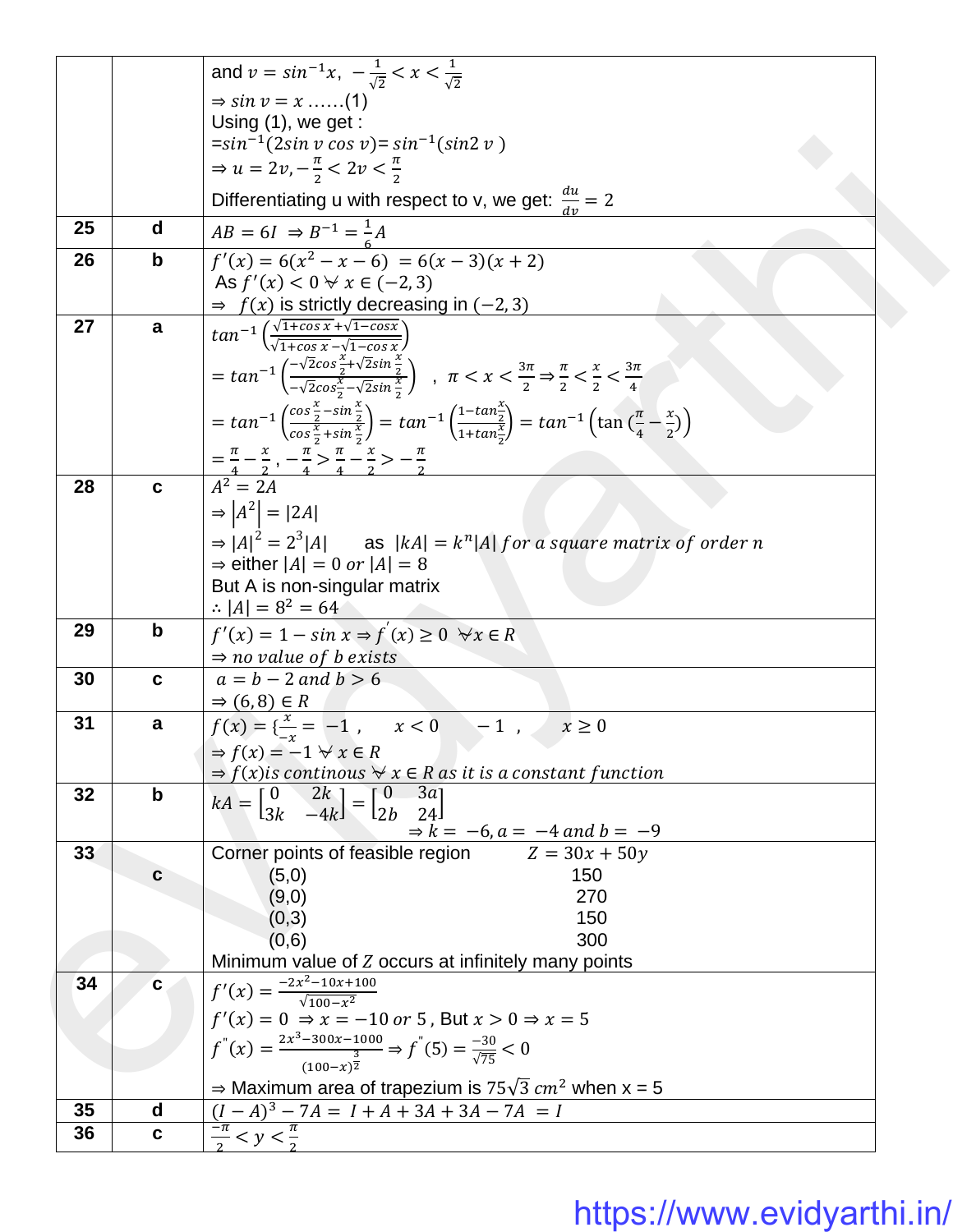| | | |
|---|---|---|
| | | and $v = sin^{-1}x,\ -\frac{1}{\sqrt{2}} < x < \frac{1}{\sqrt{2}}$<br>$\Rightarrow sin\ v = x$ ……(1)<br>Using (1), we get :<br>$=sin^{-1}(2sin\ v\ cos\ v)= sin^{-1}(sin2\ v\ )$<br>$\Rightarrow u = 2v, -\frac{\pi}{2} < 2v < \frac{\pi}{2}$<br>Differentiating u with respect to v, we get: $\frac{du}{dv} = 2$ |
| 25 | d | $AB = 6I\ \Rightarrow B^{-1} = \frac{1}{6}A$ |
| 26 | b | $f'(x) = 6(x^2 - x - 6)\ = 6(x-3)(x+2)$<br>As $f'(x) < 0\ \forall\ x \in (-2,3)$<br>$\Rightarrow\ f(x)$ is strictly decreasing in $(-2,3)$ |
| 27 | a | $tan^{-1}\left(\frac{\sqrt{1+cos\,x}+\sqrt{1-cosx}}{\sqrt{1+cos\,x}-\sqrt{1-cos\,x}}\right)$<br>$= tan^{-1}\left(\frac{-\sqrt{2}cos\frac{x}{2}+\sqrt{2}sin\frac{x}{2}}{-\sqrt{2}cos\frac{x}{2}-\sqrt{2}sin\frac{x}{2}}\right)$ , $\pi < x < \frac{3\pi}{2} \Rightarrow \frac{\pi}{2} < \frac{x}{2} < \frac{3\pi}{4}$<br>$= tan^{-1}\left(\frac{cos\frac{x}{2}-sin\frac{x}{2}}{cos\frac{x}{2}+sin\frac{x}{2}}\right) = tan^{-1}\left(\frac{1-tan\frac{x}{2}}{1+tan\frac{x}{2}}\right) = tan^{-1}\left(\tan\left(\frac{\pi}{4}-\frac{x}{2}\right)\right)$<br>$= \frac{\pi}{4} - \frac{x}{2}, -\frac{\pi}{4} > \frac{\pi}{4} - \frac{x}{2} > -\frac{\pi}{2}$ |
| 28 | c | $A^2 = 2A$<br>$\Rightarrow \lvert A^2 \rvert = \lvert 2A \rvert$<br>$\Rightarrow \lvert A \rvert^2 = 2^3 \lvert A \rvert$ as $\lvert kA \rvert = k^n \lvert A \rvert\ for\ a\ square\ matrix\ of\ order\ n$<br>$\Rightarrow$ either $\lvert A \rvert = 0\ or\ \lvert A \rvert = 8$<br>But A is non-singular matrix<br>$\therefore \lvert A \rvert = 8^2 = 64$ |
| 29 | b | $f'(x) = 1 - sin\,x \Rightarrow f'(x) \geq 0\ \ \forall x \in R$<br>$\Rightarrow no\ value\ of\ b\ exists$ |
| 30 | c | $a = b - 2\ and\ b > 6$<br>$\Rightarrow (6,8) \in R$ |
| 31 | a | $f(x) = \{\frac{x}{-x} = -1,\quad x < 0 \qquad -1,\quad x \geq 0$<br>$\Rightarrow f(x) = -1\ \forall\ x \in R$<br>$\Rightarrow f(x) is\ continous\ \forall\ x \in R\ as\ it\ is\ a\ constant\ function$ |
| 32 | b | $kA = \begin{bmatrix} 0 & 2k \\ 3k & -4k \end{bmatrix} = \begin{bmatrix} 0 & 3a \\ 2b & 24 \end{bmatrix}$<br>$\Rightarrow k = -6, a = -4\ and\ b = -9$ |
| 33 | c | Corner points of feasible region — $Z = 30x + 50y$<br>(5,0) — 150<br>(9,0) — 270<br>(0,3) — 150<br>(0,6) — 300<br>Minimum value of $Z$ occurs at infinitely many points |
| 34 | c | $f'(x) = \frac{-2x^2-10x+100}{\sqrt{100-x^2}}$<br>$f'(x) = 0\ \Rightarrow x = -10\ or\ 5$, But $x > 0 \Rightarrow x = 5$<br>$f''(x) = \frac{2x^3-300x-1000}{(100-x)^{\frac{3}{2}}} \Rightarrow f''(5) = \frac{-30}{\sqrt{75}} < 0$<br>$\Rightarrow$ Maximum area of trapezium is $75\sqrt{3}\ cm^2$ when x = 5 |
| 35 | d | $(I-A)^3 - 7A = I + A + 3A + 3A - 7A\ = I$ |
| 36 | c | $\frac{-\pi}{2} < y < \frac{\pi}{2}$ |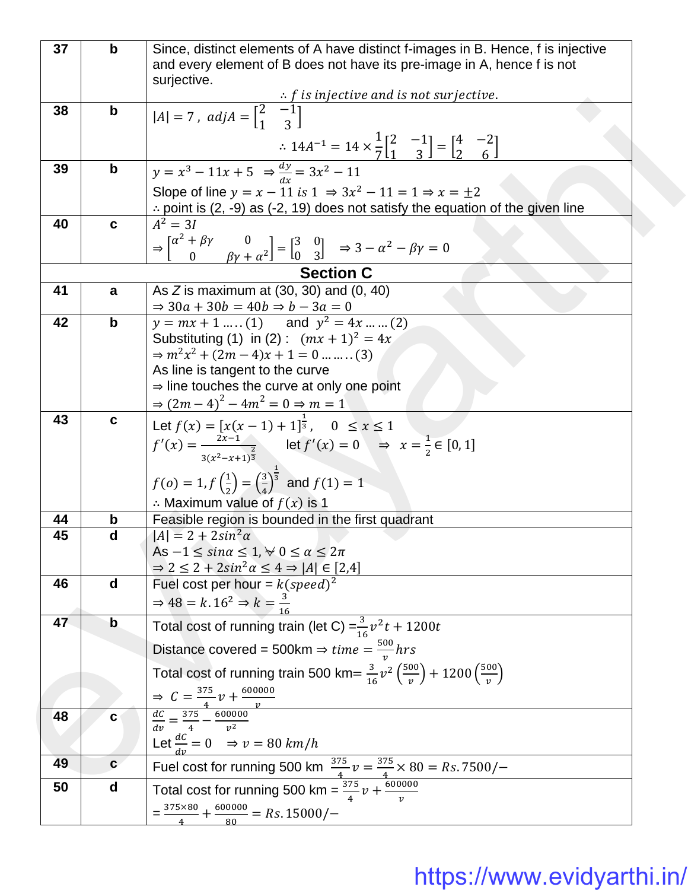| | | |
|---|---|---|
| 37 | b | Since, distinct elements of A have distinct f-images in B. Hence, f is injective and every element of B does not have its pre-image in A, hence f is not surjective. $\therefore f \text{ is injective and is not surjective.}$ |
| 38 | b | $\|A\| = 7\ ,\ adjA = \begin{bmatrix} 2 & -1 \\ 1 & 3 \end{bmatrix}$ $\therefore 14A^{-1} = 14 \times \frac{1}{7}\begin{bmatrix} 2 & -1 \\ 1 & 3 \end{bmatrix} = \begin{bmatrix} 4 & -2 \\ 2 & 6 \end{bmatrix}$ |
| 39 | b | $y = x^3 - 11x + 5\ \Rightarrow \frac{dy}{dx} = 3x^2 - 11$ Slope of line $y = x - 11$ is $1\ \Rightarrow 3x^2 - 11 = 1 \Rightarrow x = \pm 2$ $\therefore$ point is (2, -9) as (-2, 19) does not satisfy the equation of the given line |
| 40 | c | $A^2 = 3I$ $\Rightarrow \begin{bmatrix} \alpha^2 + \beta\gamma & 0 \\ 0 & \beta\gamma + \alpha^2 \end{bmatrix} = \begin{bmatrix} 3 & 0 \\ 0 & 3 \end{bmatrix}\ \Rightarrow 3 - \alpha^2 - \beta\gamma = 0$ |
| **Section C** | | |
| 41 | a | As $Z$ is maximum at (30, 30) and (0, 40) $\Rightarrow 30a + 30b = 40b \Rightarrow b - 3a = 0$ |
| 42 | b | $y = mx + 1 \ldots\ldots (1)$ and $y^2 = 4x \ldots\ldots (2)$ Substituting (1) in (2) : $(mx + 1)^2 = 4x$ $\Rightarrow m^2x^2 + (2m - 4)x + 1 = 0 \ldots\ldots\ldots (3)$ As line is tangent to the curve $\Rightarrow$ line touches the curve at only one point $\Rightarrow (2m - 4)^2 - 4m^2 = 0 \Rightarrow m = 1$ |
| 43 | c | Let $f(x) = [x(x-1) + 1]^{\frac{1}{3}},\quad 0 \le x \le 1$ $f'(x) = \frac{2x-1}{3(x^2-x+1)^{\frac{2}{3}}}$ let $f'(x) = 0\quad \Rightarrow\quad x = \frac{1}{2} \in [0, 1]$ $f(o) = 1, f\left(\frac{1}{2}\right) = \left(\frac{3}{4}\right)^{\frac{1}{3}}$ and $f(1) = 1$ $\therefore$ Maximum value of $f(x)$ is 1 |
| 44 | b | Feasible region is bounded in the first quadrant |
| 45 | d | $\|A\| = 2 + 2sin^2\alpha$ As $-1 \le sin\alpha \le 1, \forall\ 0 \le \alpha \le 2\pi$ $\Rightarrow 2 \le 2 + 2sin^2\alpha \le 4 \Rightarrow \|A\| \in [2,4]$ |
| 46 | d | Fuel cost per hour = $k(speed)^2$ $\Rightarrow 48 = k.16^2 \Rightarrow k = \frac{3}{16}$ |
| 47 | b | Total cost of running train (let C) $=\frac{3}{16}v^2t + 1200t$ Distance covered = 500km $\Rightarrow time = \frac{500}{v}hrs$ Total cost of running train 500 km= $\frac{3}{16}v^2\left(\frac{500}{v}\right) + 1200\left(\frac{500}{v}\right)$ $\Rightarrow\ C = \frac{375}{4}v + \frac{600000}{v}$ |
| 48 | c | $\frac{dC}{dv} = \frac{375}{4} - \frac{600000}{v^2}$ Let $\frac{dC}{dv} = 0\quad \Rightarrow v = 80\ km/h$ |
| 49 | c | Fuel cost for running 500 km $\frac{375}{4}v = \frac{375}{4} \times 80 = Rs. 7500/-$ |
| 50 | d | Total cost for running 500 km = $\frac{375}{4}v + \frac{600000}{v}$ $= \frac{375 \times 80}{4} + \frac{600000}{80} = Rs. 15000/-$ |

https://www.evidyarthi.in/